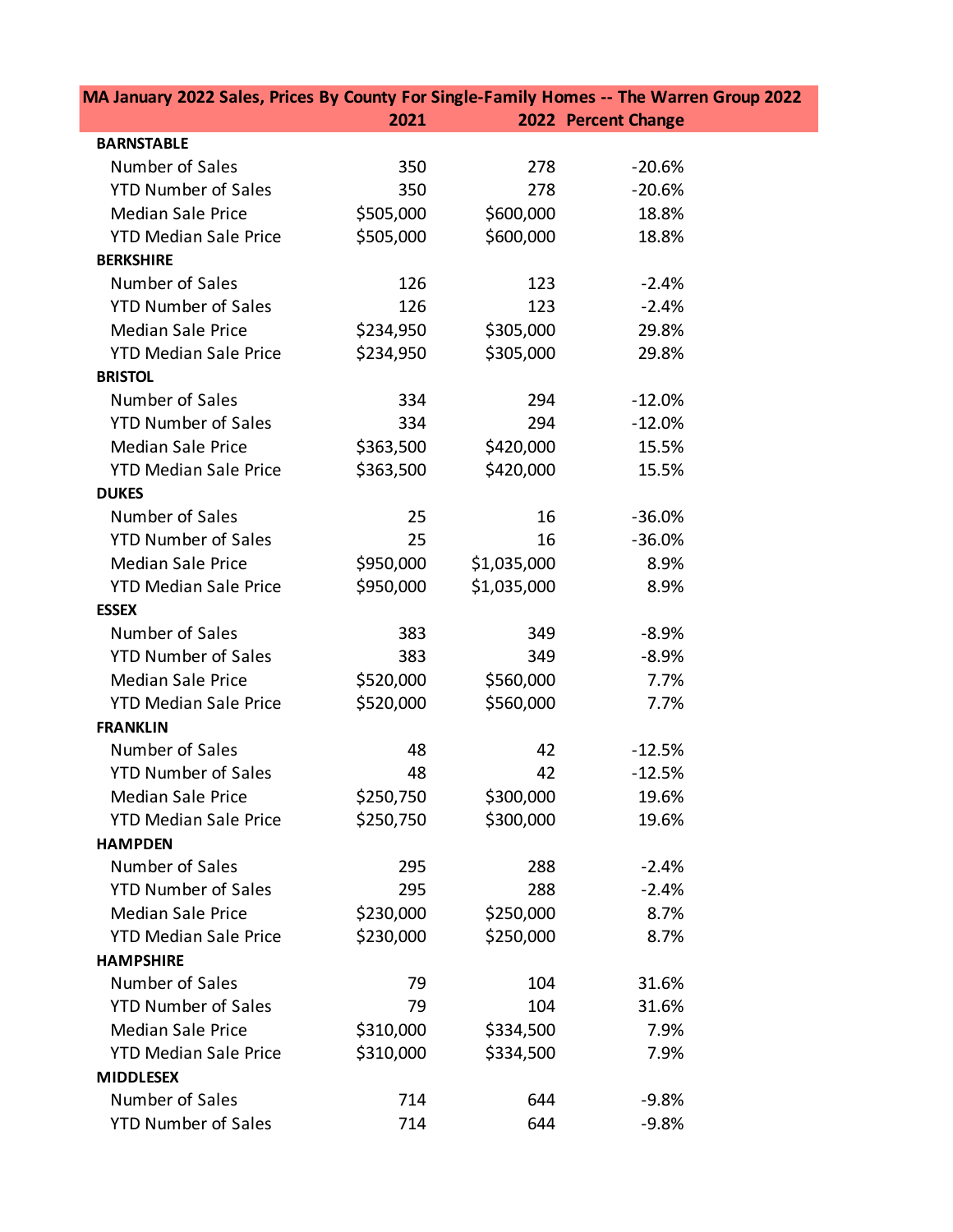| MA January 2022 Sales, Prices By County For Single-Family Homes -- The Warren Group 2022 | 2021 | 2022 | Percent Change |
|---|---|---|---|
| **BARNSTABLE** | | | |
| Number of Sales | 350 | 278 | -20.6% |
| YTD Number of Sales | 350 | 278 | -20.6% |
| Median Sale Price | $505,000 | $600,000 | 18.8% |
| YTD Median Sale Price | $505,000 | $600,000 | 18.8% |
| **BERKSHIRE** | | | |
| Number of Sales | 126 | 123 | -2.4% |
| YTD Number of Sales | 126 | 123 | -2.4% |
| Median Sale Price | $234,950 | $305,000 | 29.8% |
| YTD Median Sale Price | $234,950 | $305,000 | 29.8% |
| **BRISTOL** | | | |
| Number of Sales | 334 | 294 | -12.0% |
| YTD Number of Sales | 334 | 294 | -12.0% |
| Median Sale Price | $363,500 | $420,000 | 15.5% |
| YTD Median Sale Price | $363,500 | $420,000 | 15.5% |
| **DUKES** | | | |
| Number of Sales | 25 | 16 | -36.0% |
| YTD Number of Sales | 25 | 16 | -36.0% |
| Median Sale Price | $950,000 | $1,035,000 | 8.9% |
| YTD Median Sale Price | $950,000 | $1,035,000 | 8.9% |
| **ESSEX** | | | |
| Number of Sales | 383 | 349 | -8.9% |
| YTD Number of Sales | 383 | 349 | -8.9% |
| Median Sale Price | $520,000 | $560,000 | 7.7% |
| YTD Median Sale Price | $520,000 | $560,000 | 7.7% |
| **FRANKLIN** | | | |
| Number of Sales | 48 | 42 | -12.5% |
| YTD Number of Sales | 48 | 42 | -12.5% |
| Median Sale Price | $250,750 | $300,000 | 19.6% |
| YTD Median Sale Price | $250,750 | $300,000 | 19.6% |
| **HAMPDEN** | | | |
| Number of Sales | 295 | 288 | -2.4% |
| YTD Number of Sales | 295 | 288 | -2.4% |
| Median Sale Price | $230,000 | $250,000 | 8.7% |
| YTD Median Sale Price | $230,000 | $250,000 | 8.7% |
| **HAMPSHIRE** | | | |
| Number of Sales | 79 | 104 | 31.6% |
| YTD Number of Sales | 79 | 104 | 31.6% |
| Median Sale Price | $310,000 | $334,500 | 7.9% |
| YTD Median Sale Price | $310,000 | $334,500 | 7.9% |
| **MIDDLESEX** | | | |
| Number of Sales | 714 | 644 | -9.8% |
| YTD Number of Sales | 714 | 644 | -9.8% |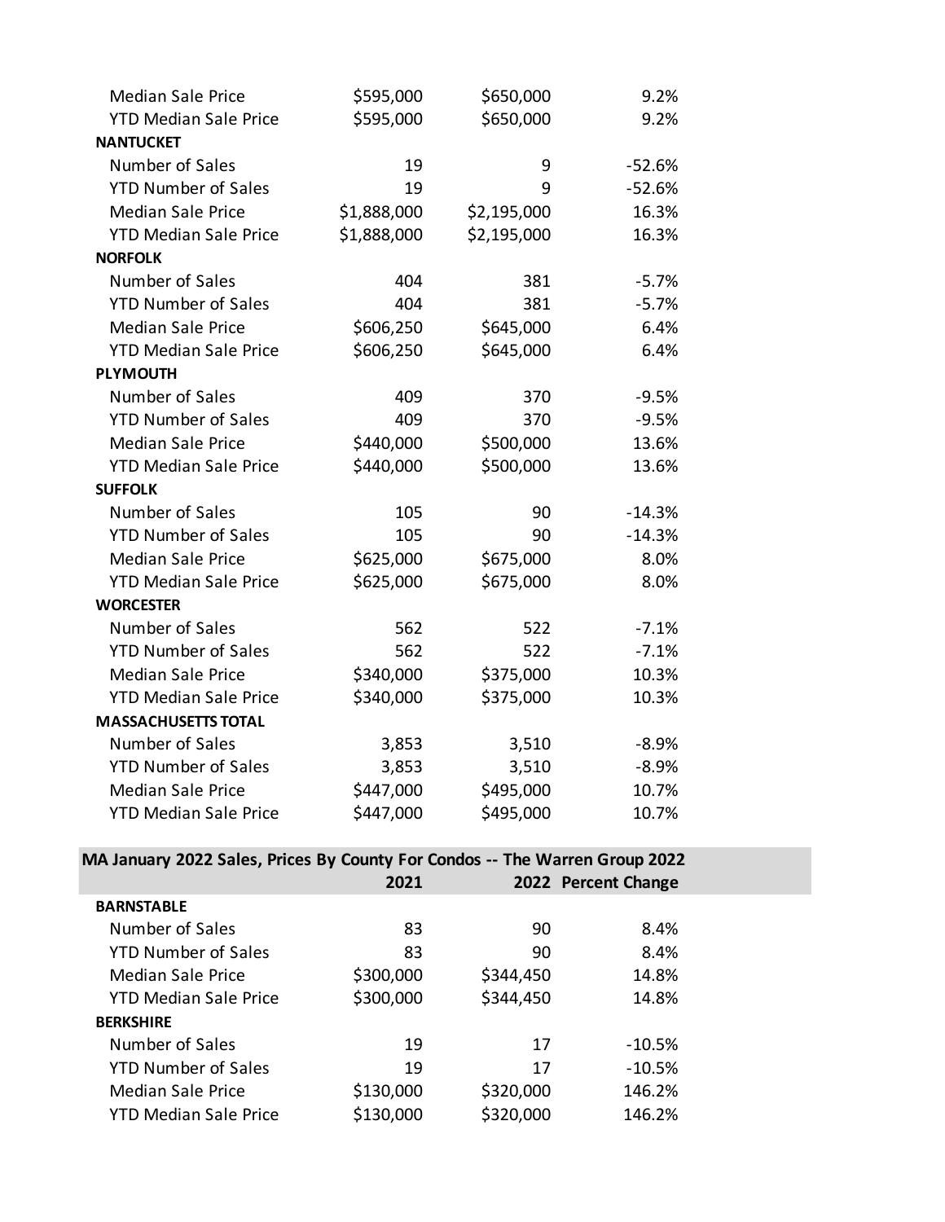| | | | |
|---|---|---|---|
| Median Sale Price | $595,000 | $650,000 | 9.2% |
| YTD Median Sale Price | $595,000 | $650,000 | 9.2% |
| **NANTUCKET** | | | |
| Number of Sales | 19 | 9 | -52.6% |
| YTD Number of Sales | 19 | 9 | -52.6% |
| Median Sale Price | $1,888,000 | $2,195,000 | 16.3% |
| YTD Median Sale Price | $1,888,000 | $2,195,000 | 16.3% |
| **NORFOLK** | | | |
| Number of Sales | 404 | 381 | -5.7% |
| YTD Number of Sales | 404 | 381 | -5.7% |
| Median Sale Price | $606,250 | $645,000 | 6.4% |
| YTD Median Sale Price | $606,250 | $645,000 | 6.4% |
| **PLYMOUTH** | | | |
| Number of Sales | 409 | 370 | -9.5% |
| YTD Number of Sales | 409 | 370 | -9.5% |
| Median Sale Price | $440,000 | $500,000 | 13.6% |
| YTD Median Sale Price | $440,000 | $500,000 | 13.6% |
| **SUFFOLK** | | | |
| Number of Sales | 105 | 90 | -14.3% |
| YTD Number of Sales | 105 | 90 | -14.3% |
| Median Sale Price | $625,000 | $675,000 | 8.0% |
| YTD Median Sale Price | $625,000 | $675,000 | 8.0% |
| **WORCESTER** | | | |
| Number of Sales | 562 | 522 | -7.1% |
| YTD Number of Sales | 562 | 522 | -7.1% |
| Median Sale Price | $340,000 | $375,000 | 10.3% |
| YTD Median Sale Price | $340,000 | $375,000 | 10.3% |
| **MASSACHUSETTS TOTAL** | | | |
| Number of Sales | 3,853 | 3,510 | -8.9% |
| YTD Number of Sales | 3,853 | 3,510 | -8.9% |
| Median Sale Price | $447,000 | $495,000 | 10.7% |
| YTD Median Sale Price | $447,000 | $495,000 | 10.7% |

**MA January 2022 Sales, Prices By County For Condos -- The Warren Group 2022**

| | 2021 | 2022 | Percent Change |
|---|---|---|---|
| **BARNSTABLE** | | | |
| Number of Sales | 83 | 90 | 8.4% |
| YTD Number of Sales | 83 | 90 | 8.4% |
| Median Sale Price | $300,000 | $344,450 | 14.8% |
| YTD Median Sale Price | $300,000 | $344,450 | 14.8% |
| **BERKSHIRE** | | | |
| Number of Sales | 19 | 17 | -10.5% |
| YTD Number of Sales | 19 | 17 | -10.5% |
| Median Sale Price | $130,000 | $320,000 | 146.2% |
| YTD Median Sale Price | $130,000 | $320,000 | 146.2% |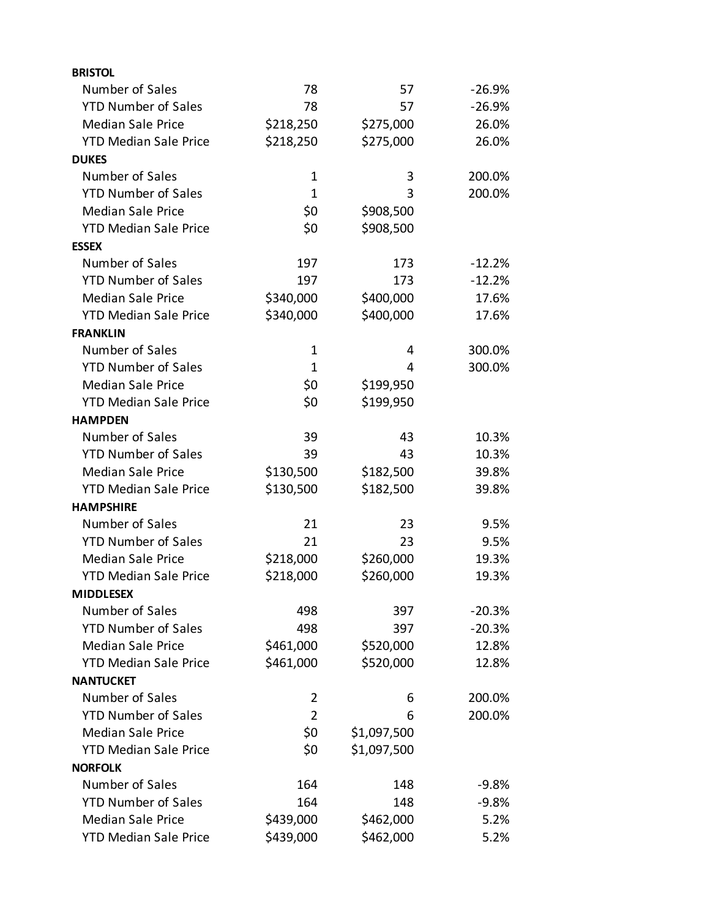| | | | |
|---|---|---|---|
| **BRISTOL** | | | |
| Number of Sales | 78 | 57 | -26.9% |
| YTD Number of Sales | 78 | 57 | -26.9% |
| Median Sale Price | $218,250 | $275,000 | 26.0% |
| YTD Median Sale Price | $218,250 | $275,000 | 26.0% |
| **DUKES** | | | |
| Number of Sales | 1 | 3 | 200.0% |
| YTD Number of Sales | 1 | 3 | 200.0% |
| Median Sale Price | $0 | $908,500 | |
| YTD Median Sale Price | $0 | $908,500 | |
| **ESSEX** | | | |
| Number of Sales | 197 | 173 | -12.2% |
| YTD Number of Sales | 197 | 173 | -12.2% |
| Median Sale Price | $340,000 | $400,000 | 17.6% |
| YTD Median Sale Price | $340,000 | $400,000 | 17.6% |
| **FRANKLIN** | | | |
| Number of Sales | 1 | 4 | 300.0% |
| YTD Number of Sales | 1 | 4 | 300.0% |
| Median Sale Price | $0 | $199,950 | |
| YTD Median Sale Price | $0 | $199,950 | |
| **HAMPDEN** | | | |
| Number of Sales | 39 | 43 | 10.3% |
| YTD Number of Sales | 39 | 43 | 10.3% |
| Median Sale Price | $130,500 | $182,500 | 39.8% |
| YTD Median Sale Price | $130,500 | $182,500 | 39.8% |
| **HAMPSHIRE** | | | |
| Number of Sales | 21 | 23 | 9.5% |
| YTD Number of Sales | 21 | 23 | 9.5% |
| Median Sale Price | $218,000 | $260,000 | 19.3% |
| YTD Median Sale Price | $218,000 | $260,000 | 19.3% |
| **MIDDLESEX** | | | |
| Number of Sales | 498 | 397 | -20.3% |
| YTD Number of Sales | 498 | 397 | -20.3% |
| Median Sale Price | $461,000 | $520,000 | 12.8% |
| YTD Median Sale Price | $461,000 | $520,000 | 12.8% |
| **NANTUCKET** | | | |
| Number of Sales | 2 | 6 | 200.0% |
| YTD Number of Sales | 2 | 6 | 200.0% |
| Median Sale Price | $0 | $1,097,500 | |
| YTD Median Sale Price | $0 | $1,097,500 | |
| **NORFOLK** | | | |
| Number of Sales | 164 | 148 | -9.8% |
| YTD Number of Sales | 164 | 148 | -9.8% |
| Median Sale Price | $439,000 | $462,000 | 5.2% |
| YTD Median Sale Price | $439,000 | $462,000 | 5.2% |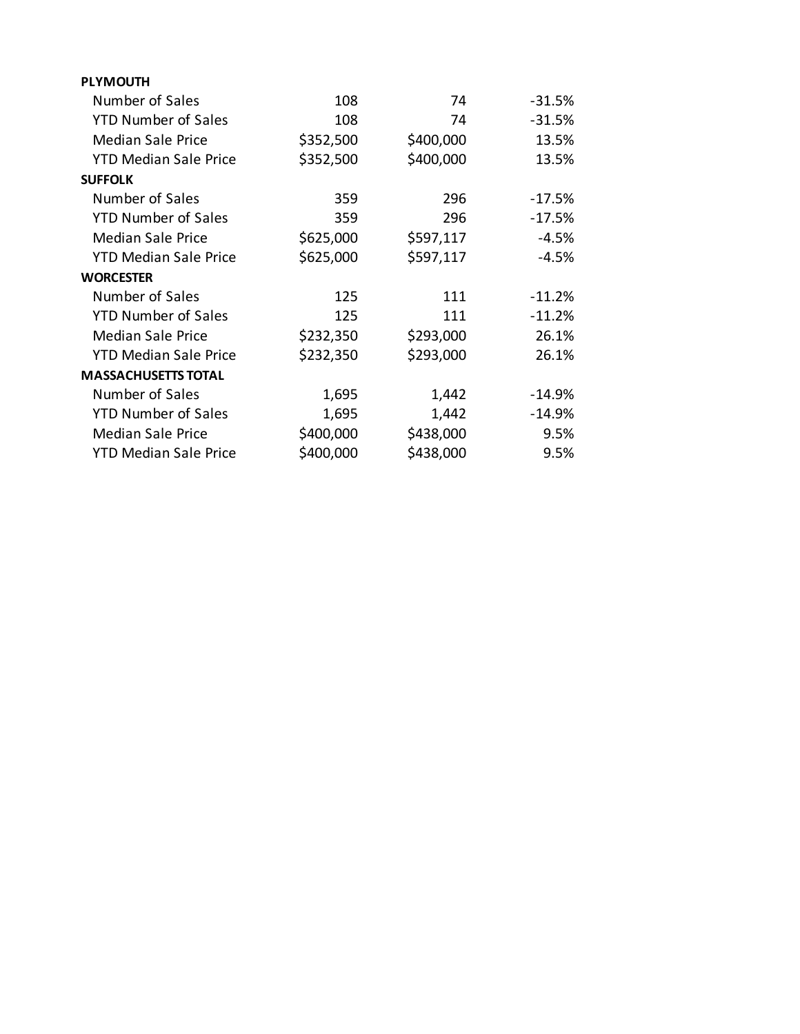| | | | |
|---|---|---|---|
| **PLYMOUTH** | | | |
| Number of Sales | 108 | 74 | -31.5% |
| YTD Number of Sales | 108 | 74 | -31.5% |
| Median Sale Price | $352,500 | $400,000 | 13.5% |
| YTD Median Sale Price | $352,500 | $400,000 | 13.5% |
| **SUFFOLK** | | | |
| Number of Sales | 359 | 296 | -17.5% |
| YTD Number of Sales | 359 | 296 | -17.5% |
| Median Sale Price | $625,000 | $597,117 | -4.5% |
| YTD Median Sale Price | $625,000 | $597,117 | -4.5% |
| **WORCESTER** | | | |
| Number of Sales | 125 | 111 | -11.2% |
| YTD Number of Sales | 125 | 111 | -11.2% |
| Median Sale Price | $232,350 | $293,000 | 26.1% |
| YTD Median Sale Price | $232,350 | $293,000 | 26.1% |
| **MASSACHUSETTS TOTAL** | | | |
| Number of Sales | 1,695 | 1,442 | -14.9% |
| YTD Number of Sales | 1,695 | 1,442 | -14.9% |
| Median Sale Price | $400,000 | $438,000 | 9.5% |
| YTD Median Sale Price | $400,000 | $438,000 | 9.5% |